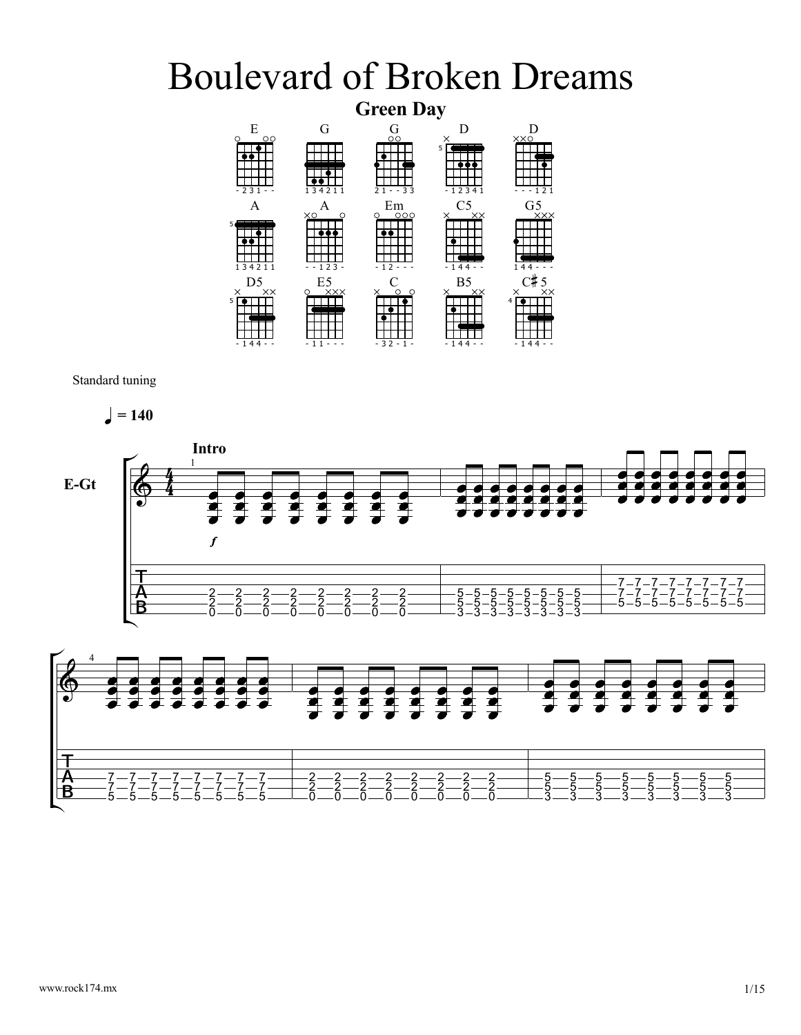# Boulevard of Broken Dreams

**Green Day**

E G G D D
A A Em C5 G5
D5 E5 C B5 C♯5

Standard tuning

♩ = 140

**Intro**

E-Gt

*f*

```
T|--------------------------------|----------------------------------|--7-7-7-7-7-7-7-7--|
A|--2--2--2--2--2--2--2--2--------|--5-5-5-5-5-5-5-5-----------------|--7-7-7-7-7-7-7-7--|
B|--2--2--2--2--2--2--2--2--------|--5-5-5-5-5-5-5-5-----------------|--5-5-5-5-5-5-5-5--|
 |--0--0--0--0--0--0--0--0--------|--3-3-3-3-3-3-3-3-----------------|--------------------|
```

```
4
T|--------------------------|--------------------------|--------------------------|
A|--7--7--7--7--7--7--7--7--|--2--2--2--2--2--2--2--2--|--5--5--5--5--5--5--5--5--|
B|--7--7--7--7--7--7--7--7--|--2--2--2--2--2--2--2--2--|--5--5--5--5--5--5--5--5--|
 |--5--5--5--5--5--5--5--5--|--0--0--0--0--0--0--0--0--|--3--3--3--3--3--3--3--3--|
```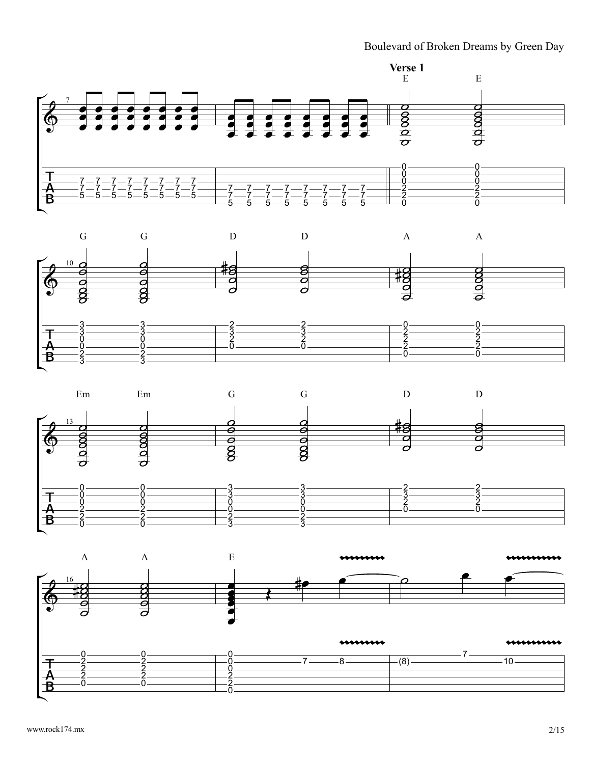Boulevard of Broken Dreams by Green Day

**Verse 1**

E E

G G D D A A

Em Em G G D D

A A E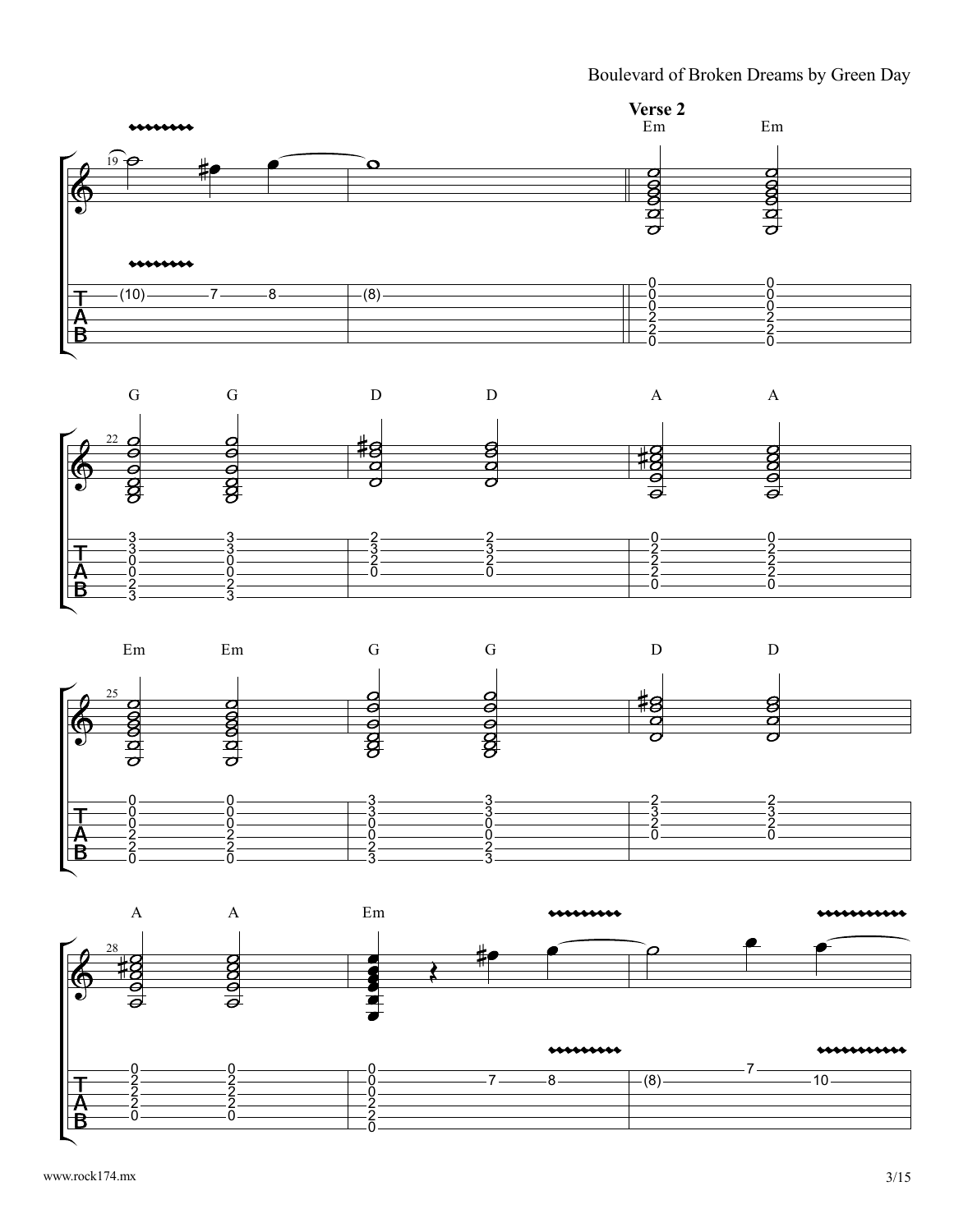## Verse 2

Em Em

G G D D A A

Em Em G G D D

A A Em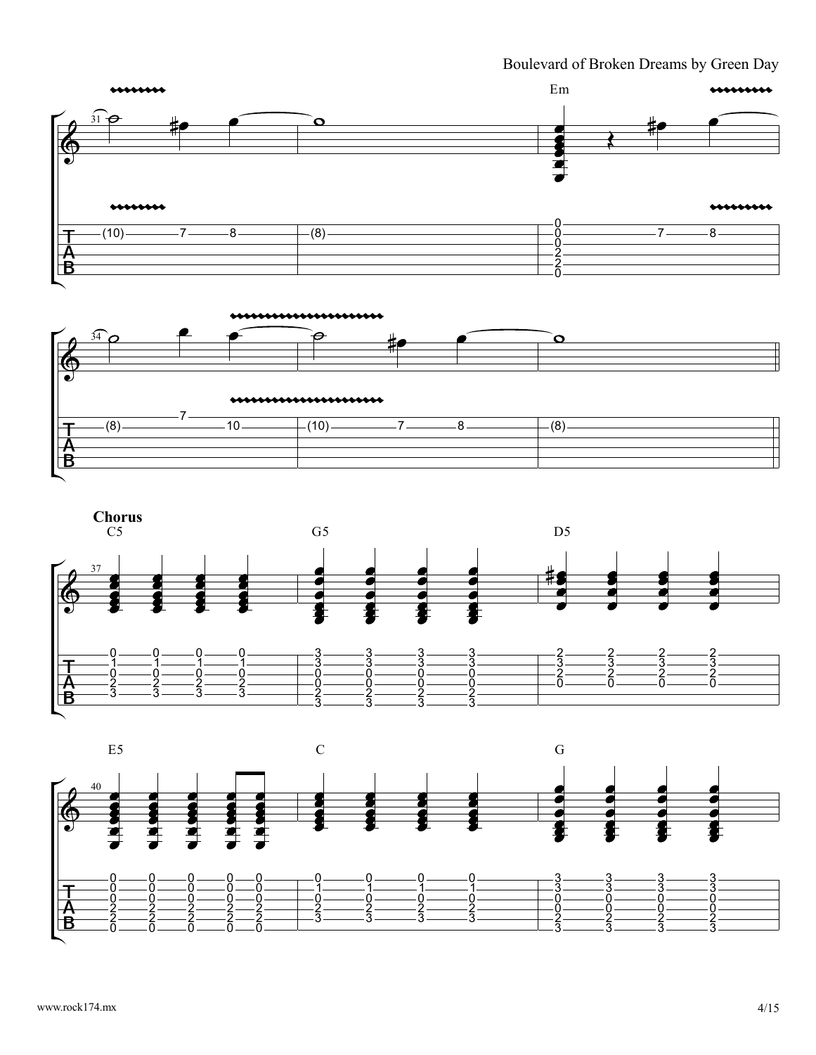**Chorus**

C5 G5 D5

E5 C G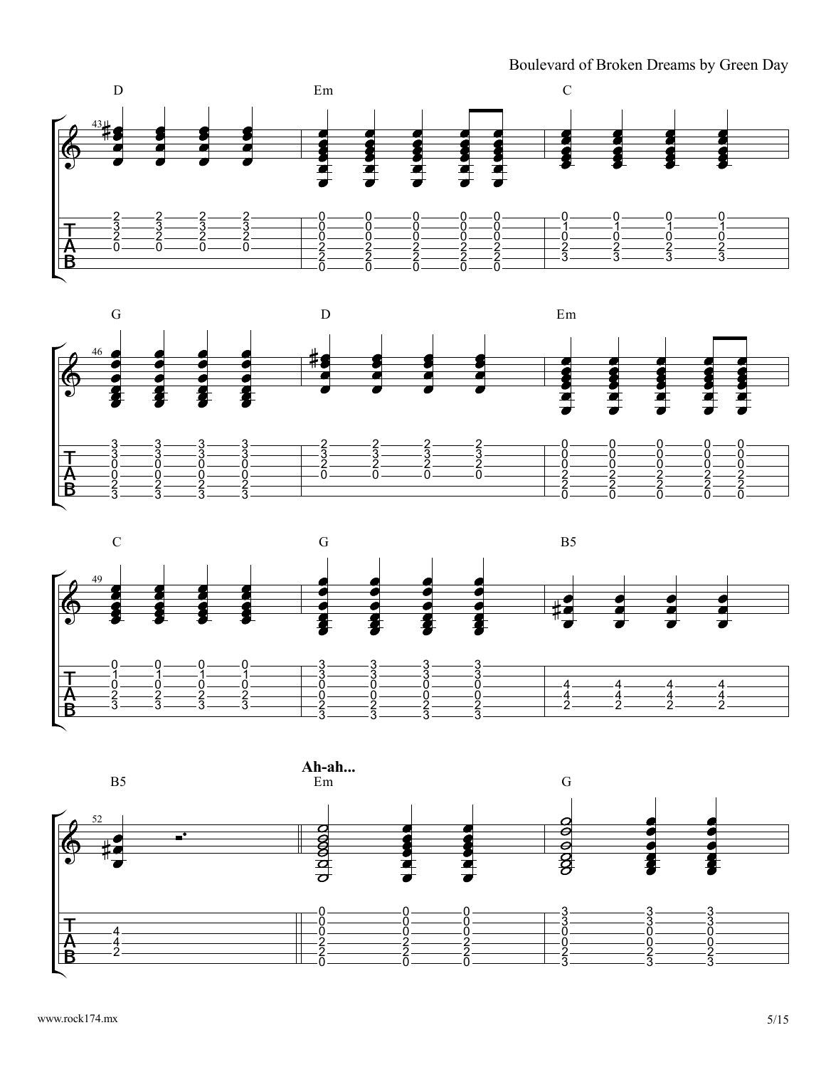D Em C

G D Em

C G B5

B5

**Ah-ah...**

Em G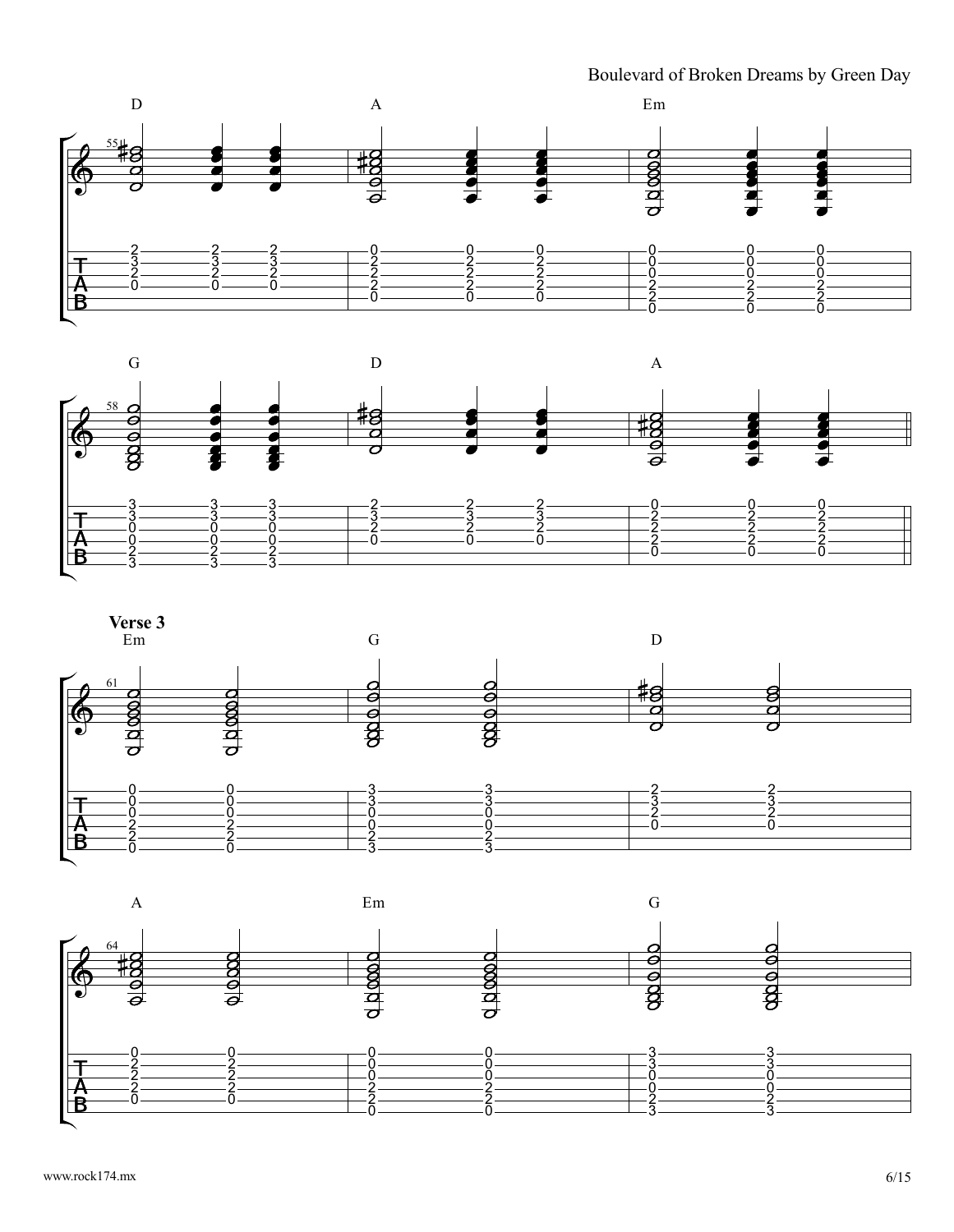```
   D                    A                    Em
55
e|-2-----2-----2-----|-0-----0-----0-----|-0-----0-----0-----|
B|-3-----3-----3-----|-2-----2-----2-----|-0-----0-----0-----|
G|-2-----2-----2-----|-2-----2-----2-----|-0-----0-----0-----|
D|-0-----0-----0-----|-2-----2-----2-----|-2-----2-----2-----|
A|-------------------|-0-----0-----0-----|-2-----2-----2-----|
E|-------------------|-------------------|-0-----0-----0-----|
```

```
   G                    D                    A
58
e|-3-----3-----3-----|-2-----2-----2-----|-0-----0-----0-----||
B|-3-----3-----3-----|-3-----3-----3-----|-2-----2-----2-----||
G|-0-----0-----0-----|-2-----2-----2-----|-2-----2-----2-----||
D|-0-----0-----0-----|-0-----0-----0-----|-2-----2-----2-----||
A|-2-----2-----2-----|-------------------|-0-----0-----0-----||
E|-3-----3-----3-----|-------------------|-------------------||
```

**Verse 3**

```
   Em                   G                    D
61
e|-0--------0--------|-3--------3--------|-2--------2--------|
B|-0--------0--------|-3--------3--------|-3--------3--------|
G|-0--------0--------|-0--------0--------|-2--------2--------|
D|-2--------2--------|-0--------0--------|-0--------0--------|
A|-2--------2--------|-2--------2--------|-------------------|
E|-0--------0--------|-3--------3--------|-------------------|
```

```
   A                    Em                   G
64
e|-0--------0--------|-0--------0--------|-3--------3--------|
B|-2--------2--------|-0--------0--------|-3--------3--------|
G|-2--------2--------|-0--------0--------|-0--------0--------|
D|-2--------2--------|-2--------2--------|-0--------0--------|
A|-0--------0--------|-2--------2--------|-2--------2--------|
E|-------------------|-0--------0--------|-3--------3--------|
```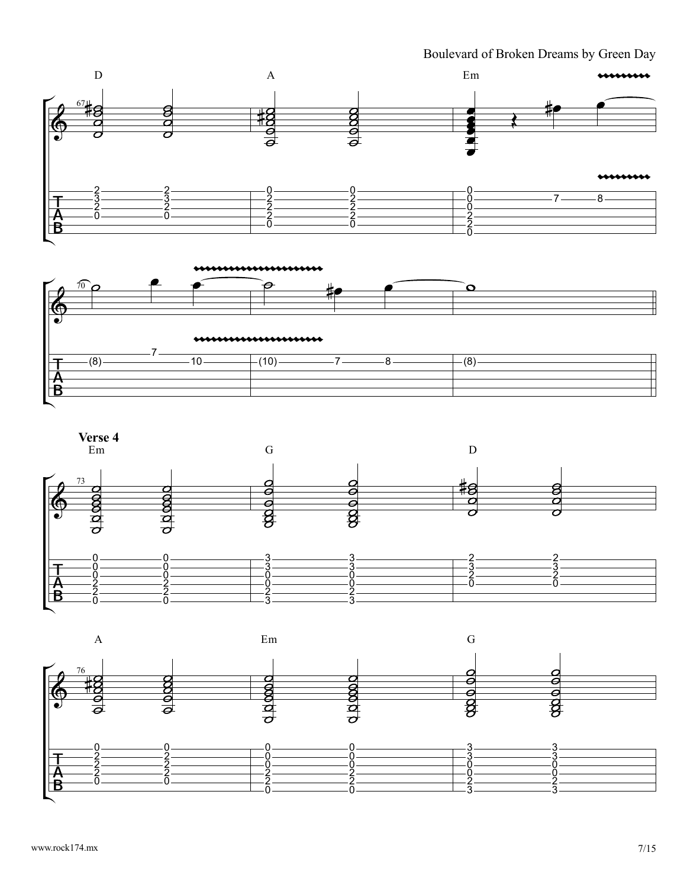### Verse 4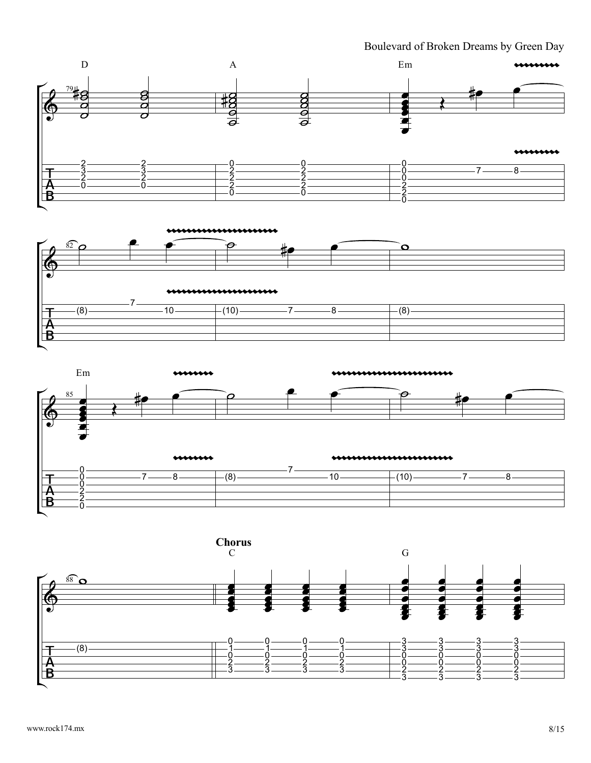D A Em

Em

**Chorus**

C G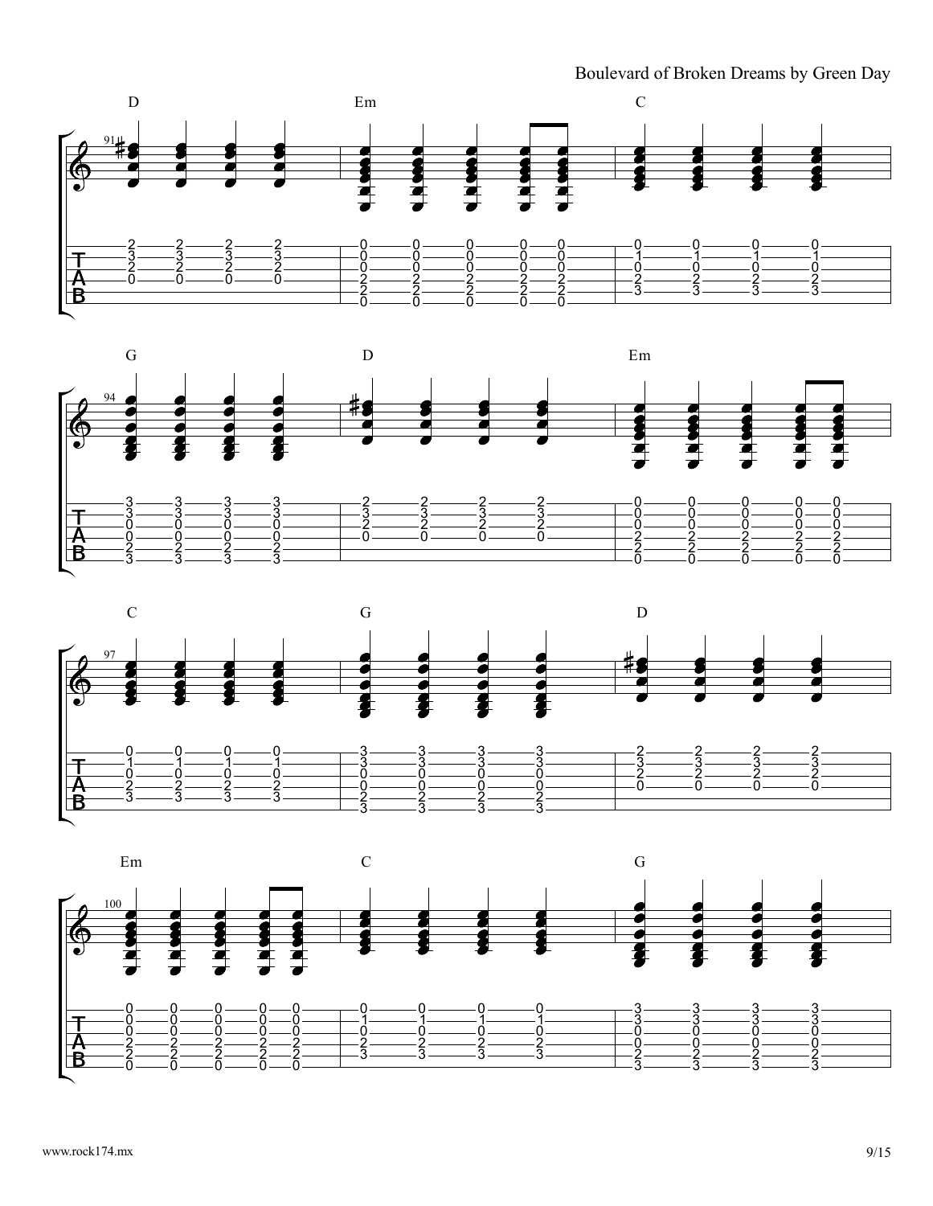D Em C

91

G D Em

94

C G D

97

Em C G

100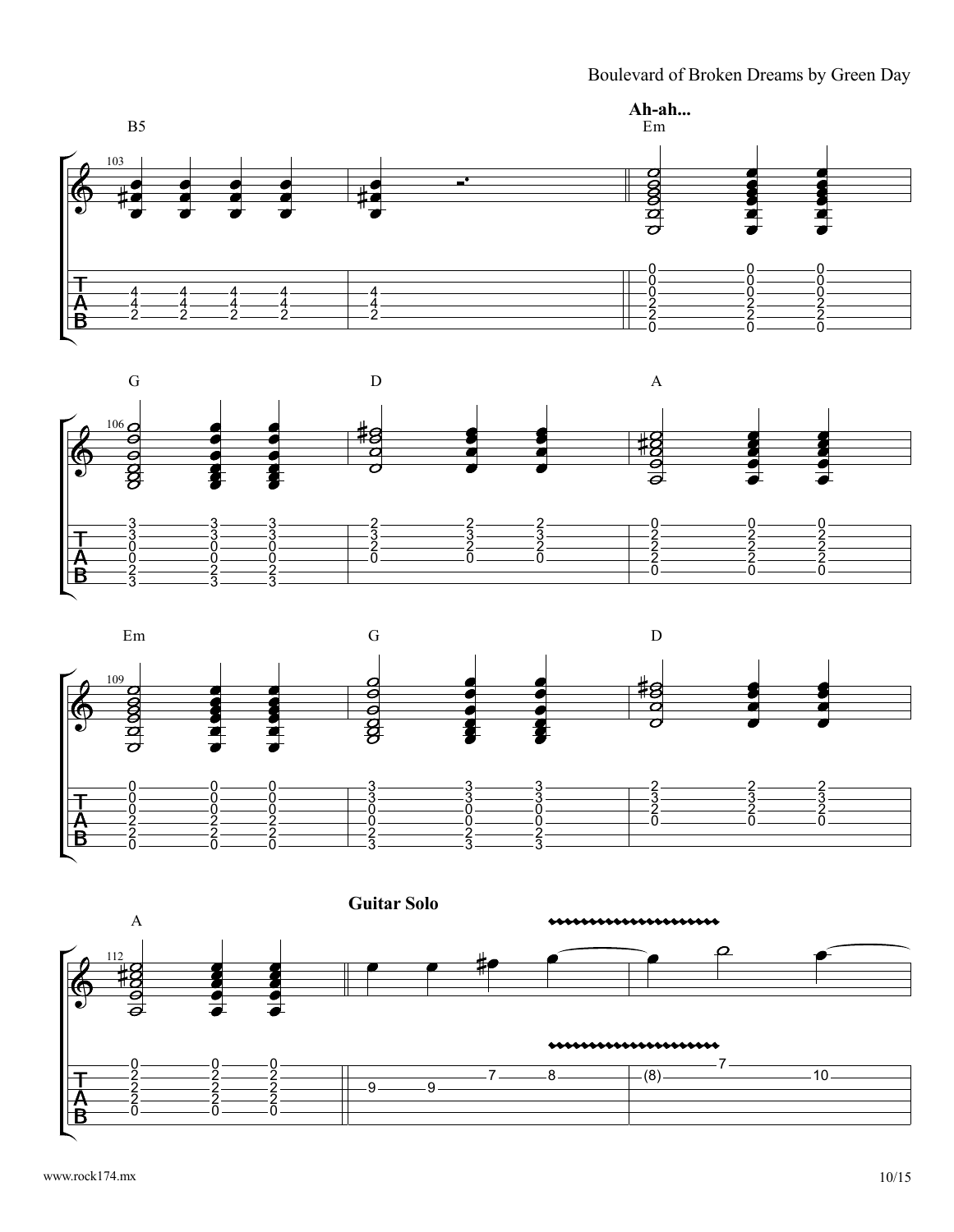B5

Ah-ah...

Em

G

D

A

Em

G

D

A

**Guitar Solo**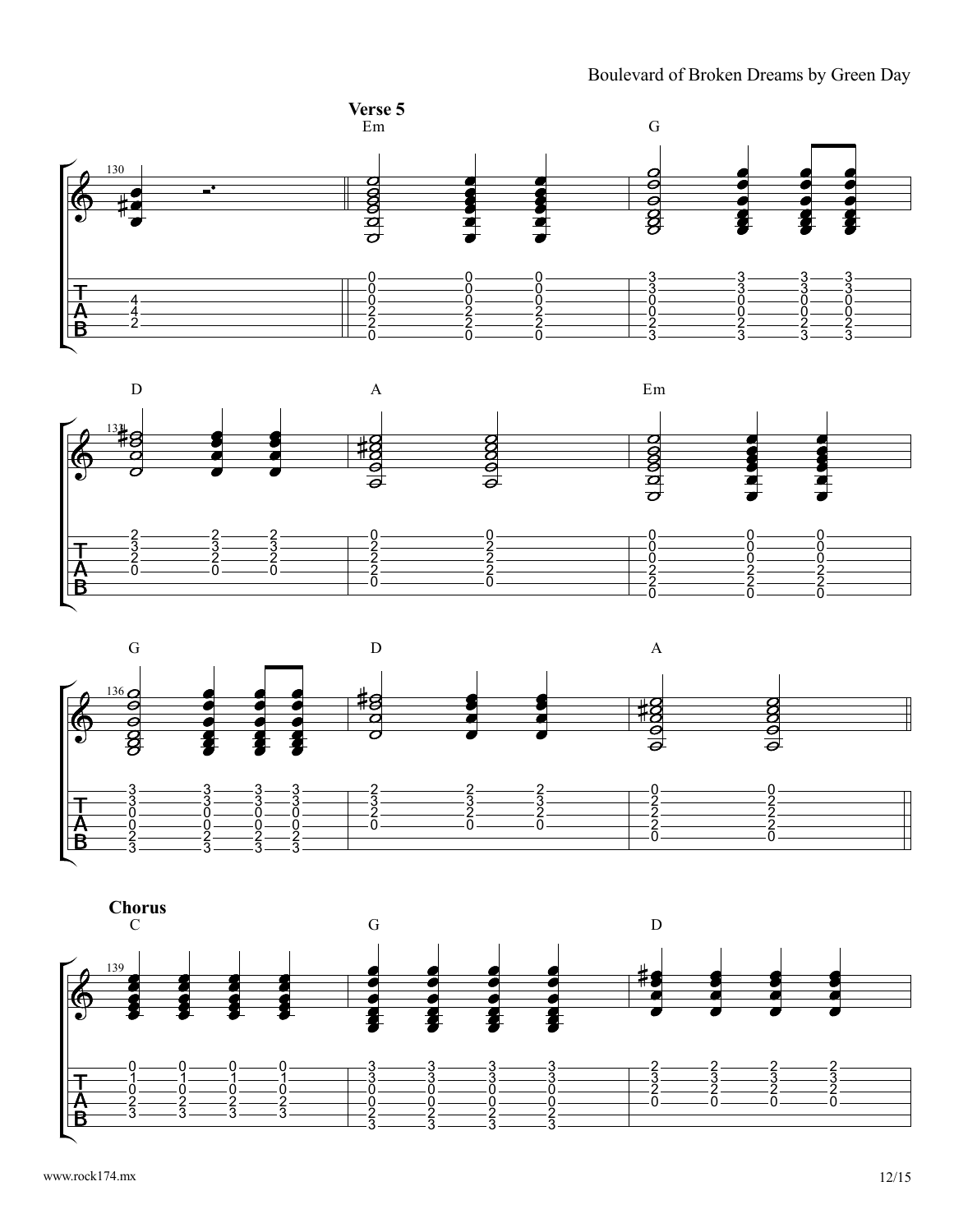## Verse 5

Em G D A Em G D A

## Chorus

C G D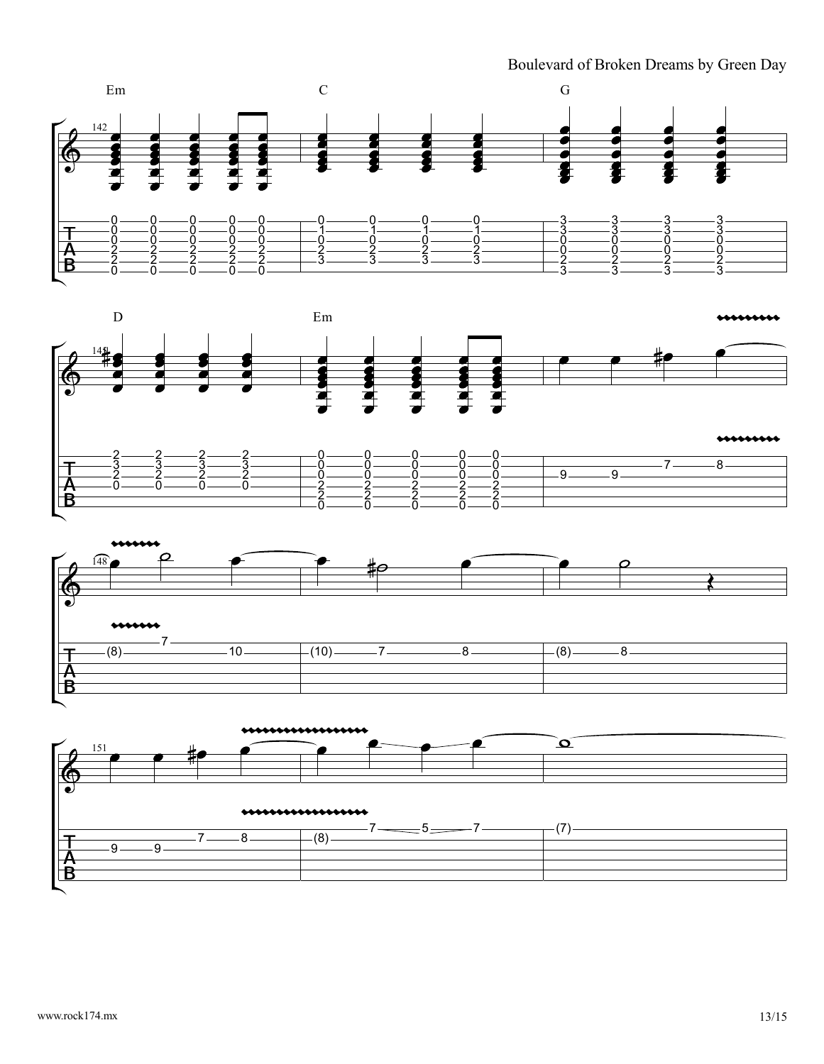Boulevard of Broken Dreams by Green Day

Em C G

D Em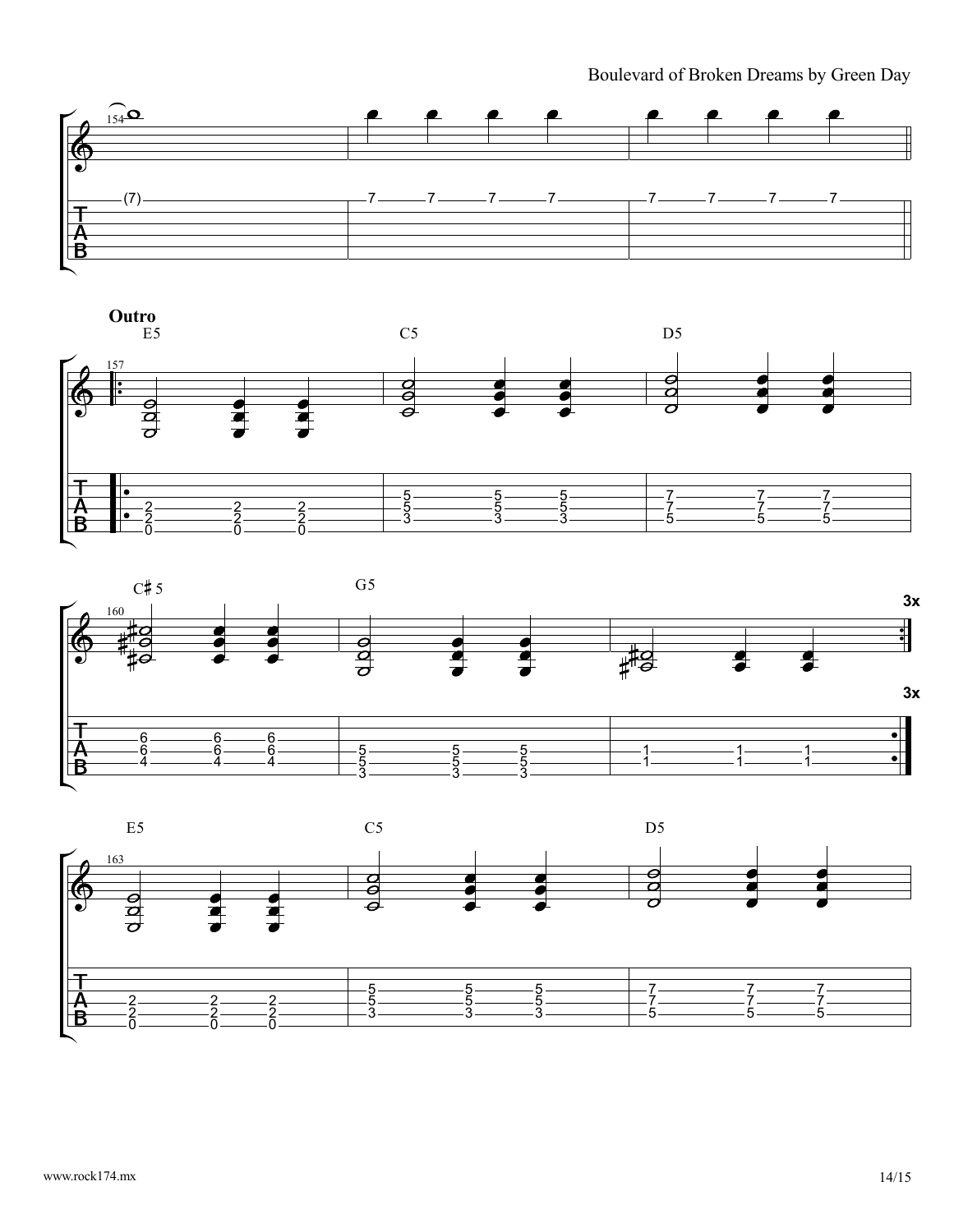**Outro**

E5 C5 D5

C♯5 G5

3x

E5 C5 D5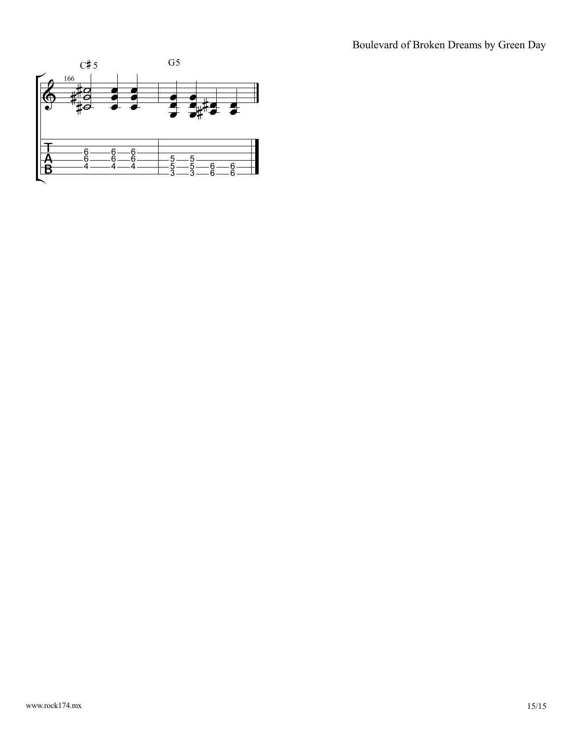C♯5

G5

166